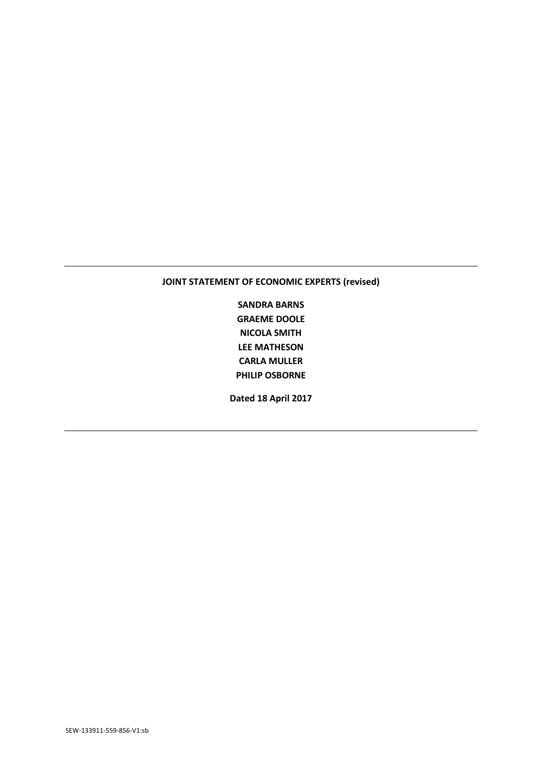**JOINT STATEMENT OF ECONOMIC EXPERTS (revised)**

**SANDRA BARNS**
**GRAEME DOOLE**
**NICOLA SMITH**
**LEE MATHESON**
**CARLA MULLER**
**PHILIP OSBORNE**

**Dated 18 April 2017**

SEW-133911-559-856-V1:sb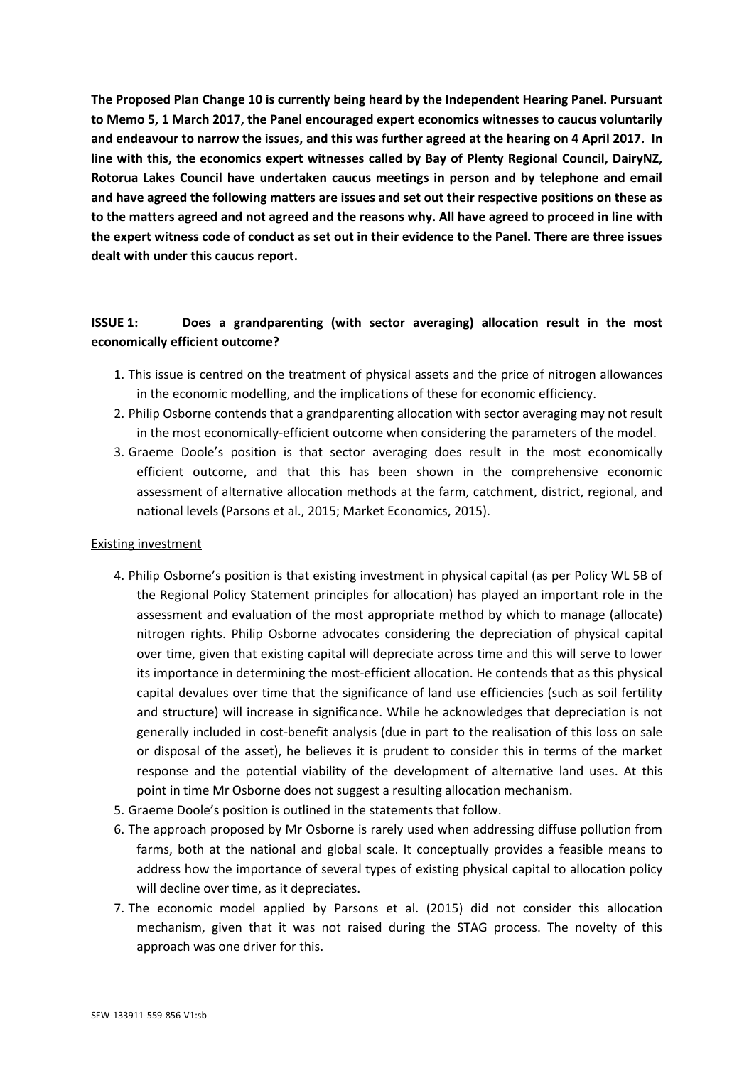**The Proposed Plan Change 10 is currently being heard by the Independent Hearing Panel. Pursuant to Memo 5, 1 March 2017, the Panel encouraged expert economics witnesses to caucus voluntarily and endeavour to narrow the issues, and this was further agreed at the hearing on 4 April 2017. In line with this, the economics expert witnesses called by Bay of Plenty Regional Council, DairyNZ, Rotorua Lakes Council have undertaken caucus meetings in person and by telephone and email and have agreed the following matters are issues and set out their respective positions on these as to the matters agreed and not agreed and the reasons why. All have agreed to proceed in line with the expert witness code of conduct as set out in their evidence to the Panel. There are three issues dealt with under this caucus report.**

---

**ISSUE 1: Does a grandparenting (with sector averaging) allocation result in the most economically efficient outcome?**

1. This issue is centred on the treatment of physical assets and the price of nitrogen allowances in the economic modelling, and the implications of these for economic efficiency.
2. Philip Osborne contends that a grandparenting allocation with sector averaging may not result in the most economically-efficient outcome when considering the parameters of the model.
3. Graeme Doole's position is that sector averaging does result in the most economically efficient outcome, and that this has been shown in the comprehensive economic assessment of alternative allocation methods at the farm, catchment, district, regional, and national levels (Parsons et al., 2015; Market Economics, 2015).

Existing investment

4. Philip Osborne's position is that existing investment in physical capital (as per Policy WL 5B of the Regional Policy Statement principles for allocation) has played an important role in the assessment and evaluation of the most appropriate method by which to manage (allocate) nitrogen rights. Philip Osborne advocates considering the depreciation of physical capital over time, given that existing capital will depreciate across time and this will serve to lower its importance in determining the most-efficient allocation. He contends that as this physical capital devalues over time that the significance of land use efficiencies (such as soil fertility and structure) will increase in significance. While he acknowledges that depreciation is not generally included in cost-benefit analysis (due in part to the realisation of this loss on sale or disposal of the asset), he believes it is prudent to consider this in terms of the market response and the potential viability of the development of alternative land uses. At this point in time Mr Osborne does not suggest a resulting allocation mechanism.
5. Graeme Doole's position is outlined in the statements that follow.
6. The approach proposed by Mr Osborne is rarely used when addressing diffuse pollution from farms, both at the national and global scale. It conceptually provides a feasible means to address how the importance of several types of existing physical capital to allocation policy will decline over time, as it depreciates.
7. The economic model applied by Parsons et al. (2015) did not consider this allocation mechanism, given that it was not raised during the STAG process. The novelty of this approach was one driver for this.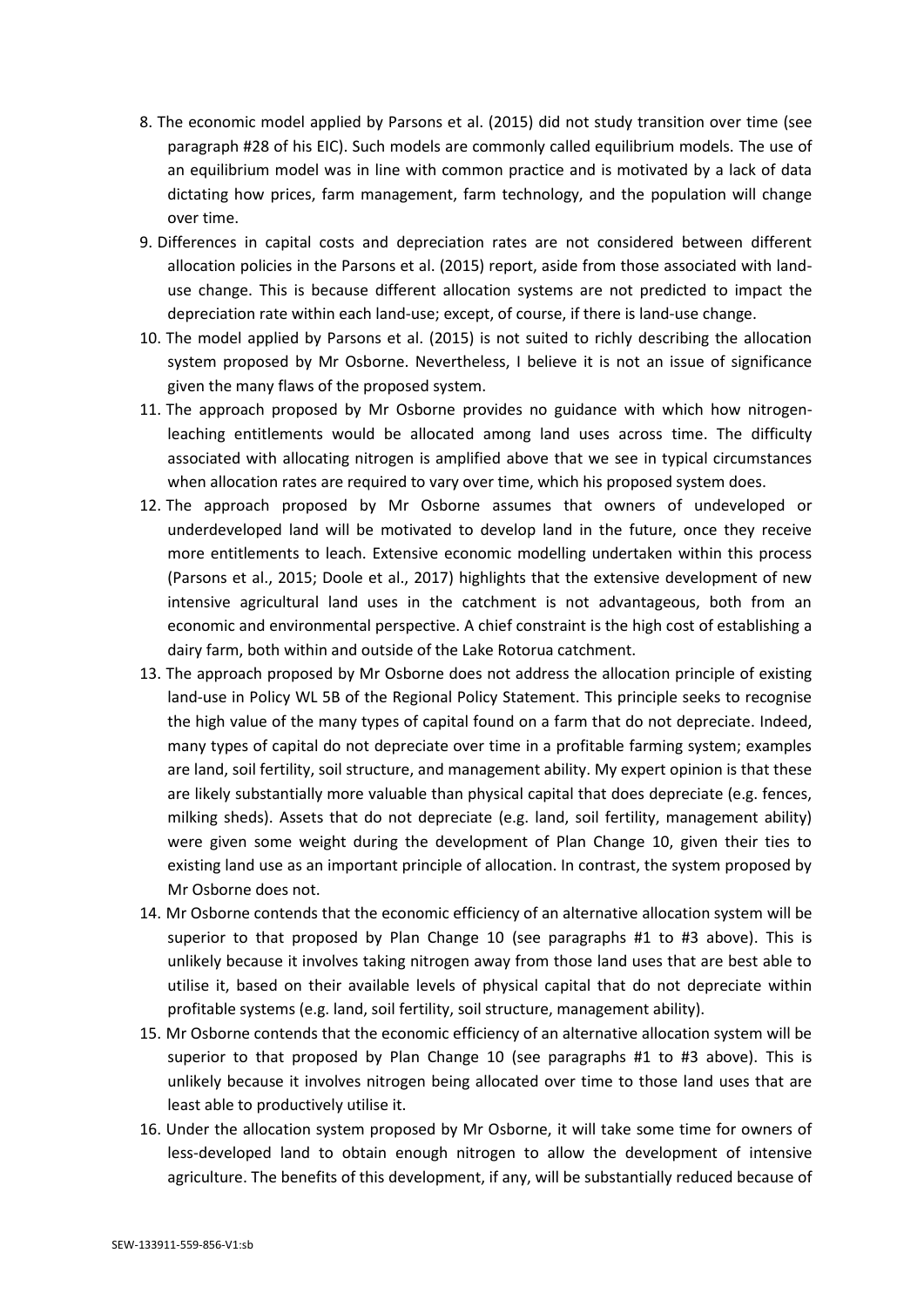8. The economic model applied by Parsons et al. (2015) did not study transition over time (see paragraph #28 of his EIC). Such models are commonly called equilibrium models. The use of an equilibrium model was in line with common practice and is motivated by a lack of data dictating how prices, farm management, farm technology, and the population will change over time.
9. Differences in capital costs and depreciation rates are not considered between different allocation policies in the Parsons et al. (2015) report, aside from those associated with land-use change. This is because different allocation systems are not predicted to impact the depreciation rate within each land-use; except, of course, if there is land-use change.
10. The model applied by Parsons et al. (2015) is not suited to richly describing the allocation system proposed by Mr Osborne. Nevertheless, I believe it is not an issue of significance given the many flaws of the proposed system.
11. The approach proposed by Mr Osborne provides no guidance with which how nitrogen-leaching entitlements would be allocated among land uses across time. The difficulty associated with allocating nitrogen is amplified above that we see in typical circumstances when allocation rates are required to vary over time, which his proposed system does.
12. The approach proposed by Mr Osborne assumes that owners of undeveloped or underdeveloped land will be motivated to develop land in the future, once they receive more entitlements to leach. Extensive economic modelling undertaken within this process (Parsons et al., 2015; Doole et al., 2017) highlights that the extensive development of new intensive agricultural land uses in the catchment is not advantageous, both from an economic and environmental perspective. A chief constraint is the high cost of establishing a dairy farm, both within and outside of the Lake Rotorua catchment.
13. The approach proposed by Mr Osborne does not address the allocation principle of existing land-use in Policy WL 5B of the Regional Policy Statement. This principle seeks to recognise the high value of the many types of capital found on a farm that do not depreciate. Indeed, many types of capital do not depreciate over time in a profitable farming system; examples are land, soil fertility, soil structure, and management ability. My expert opinion is that these are likely substantially more valuable than physical capital that does depreciate (e.g. fences, milking sheds). Assets that do not depreciate (e.g. land, soil fertility, management ability) were given some weight during the development of Plan Change 10, given their ties to existing land use as an important principle of allocation. In contrast, the system proposed by Mr Osborne does not.
14. Mr Osborne contends that the economic efficiency of an alternative allocation system will be superior to that proposed by Plan Change 10 (see paragraphs #1 to #3 above). This is unlikely because it involves taking nitrogen away from those land uses that are best able to utilise it, based on their available levels of physical capital that do not depreciate within profitable systems (e.g. land, soil fertility, soil structure, management ability).
15. Mr Osborne contends that the economic efficiency of an alternative allocation system will be superior to that proposed by Plan Change 10 (see paragraphs #1 to #3 above). This is unlikely because it involves nitrogen being allocated over time to those land uses that are least able to productively utilise it.
16. Under the allocation system proposed by Mr Osborne, it will take some time for owners of less-developed land to obtain enough nitrogen to allow the development of intensive agriculture. The benefits of this development, if any, will be substantially reduced because of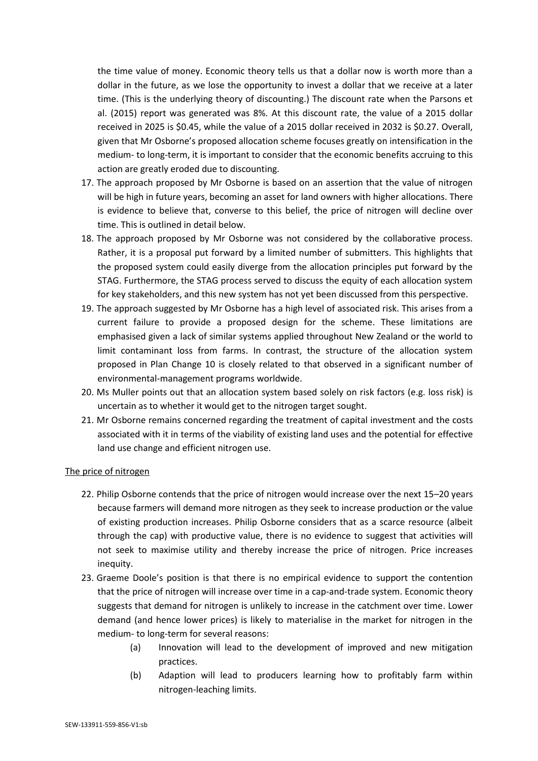the time value of money. Economic theory tells us that a dollar now is worth more than a dollar in the future, as we lose the opportunity to invest a dollar that we receive at a later time. (This is the underlying theory of discounting.) The discount rate when the Parsons et al. (2015) report was generated was 8%. At this discount rate, the value of a 2015 dollar received in 2025 is $0.45, while the value of a 2015 dollar received in 2032 is $0.27. Overall, given that Mr Osborne's proposed allocation scheme focuses greatly on intensification in the medium- to long-term, it is important to consider that the economic benefits accruing to this action are greatly eroded due to discounting.

17. The approach proposed by Mr Osborne is based on an assertion that the value of nitrogen will be high in future years, becoming an asset for land owners with higher allocations. There is evidence to believe that, converse to this belief, the price of nitrogen will decline over time. This is outlined in detail below.
18. The approach proposed by Mr Osborne was not considered by the collaborative process. Rather, it is a proposal put forward by a limited number of submitters. This highlights that the proposed system could easily diverge from the allocation principles put forward by the STAG. Furthermore, the STAG process served to discuss the equity of each allocation system for key stakeholders, and this new system has not yet been discussed from this perspective.
19. The approach suggested by Mr Osborne has a high level of associated risk. This arises from a current failure to provide a proposed design for the scheme. These limitations are emphasised given a lack of similar systems applied throughout New Zealand or the world to limit contaminant loss from farms. In contrast, the structure of the allocation system proposed in Plan Change 10 is closely related to that observed in a significant number of environmental-management programs worldwide.
20. Ms Muller points out that an allocation system based solely on risk factors (e.g. loss risk) is uncertain as to whether it would get to the nitrogen target sought.
21. Mr Osborne remains concerned regarding the treatment of capital investment and the costs associated with it in terms of the viability of existing land uses and the potential for effective land use change and efficient nitrogen use.

The price of nitrogen

22. Philip Osborne contends that the price of nitrogen would increase over the next 15–20 years because farmers will demand more nitrogen as they seek to increase production or the value of existing production increases. Philip Osborne considers that as a scarce resource (albeit through the cap) with productive value, there is no evidence to suggest that activities will not seek to maximise utility and thereby increase the price of nitrogen. Price increases inequity.
23. Graeme Doole's position is that there is no empirical evidence to support the contention that the price of nitrogen will increase over time in a cap-and-trade system. Economic theory suggests that demand for nitrogen is unlikely to increase in the catchment over time. Lower demand (and hence lower prices) is likely to materialise in the market for nitrogen in the medium- to long-term for several reasons:
    (a) Innovation will lead to the development of improved and new mitigation practices.
    (b) Adaption will lead to producers learning how to profitably farm within nitrogen-leaching limits.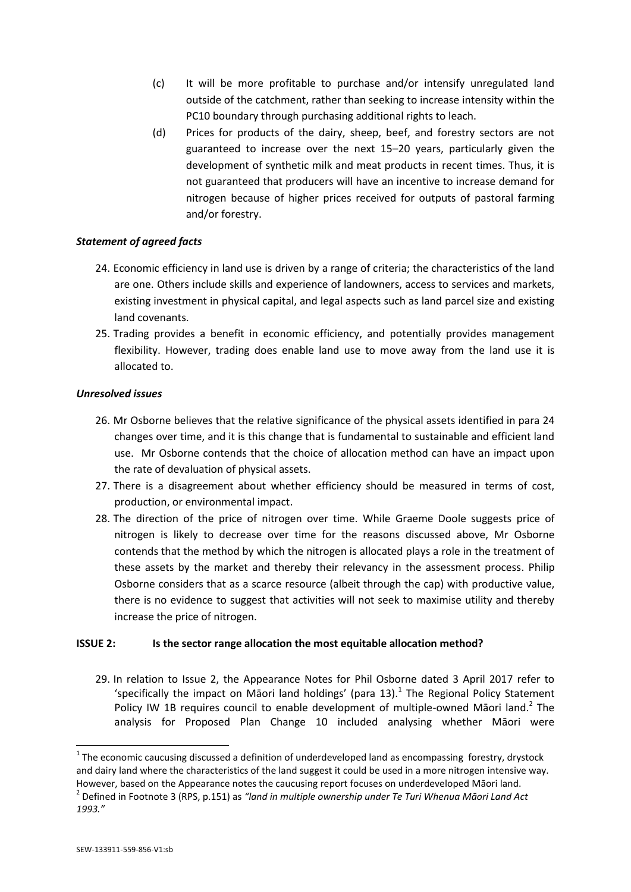(c) It will be more profitable to purchase and/or intensify unregulated land outside of the catchment, rather than seeking to increase intensity within the PC10 boundary through purchasing additional rights to leach.

(d) Prices for products of the dairy, sheep, beef, and forestry sectors are not guaranteed to increase over the next 15–20 years, particularly given the development of synthetic milk and meat products in recent times. Thus, it is not guaranteed that producers will have an incentive to increase demand for nitrogen because of higher prices received for outputs of pastoral farming and/or forestry.

***Statement of agreed facts***

24. Economic efficiency in land use is driven by a range of criteria; the characteristics of the land are one. Others include skills and experience of landowners, access to services and markets, existing investment in physical capital, and legal aspects such as land parcel size and existing land covenants.
25. Trading provides a benefit in economic efficiency, and potentially provides management flexibility. However, trading does enable land use to move away from the land use it is allocated to.

***Unresolved issues***

26. Mr Osborne believes that the relative significance of the physical assets identified in para 24 changes over time, and it is this change that is fundamental to sustainable and efficient land use. Mr Osborne contends that the choice of allocation method can have an impact upon the rate of devaluation of physical assets.
27. There is a disagreement about whether efficiency should be measured in terms of cost, production, or environmental impact.
28. The direction of the price of nitrogen over time. While Graeme Doole suggests price of nitrogen is likely to decrease over time for the reasons discussed above, Mr Osborne contends that the method by which the nitrogen is allocated plays a role in the treatment of these assets by the market and thereby their relevancy in the assessment process. Philip Osborne considers that as a scarce resource (albeit through the cap) with productive value, there is no evidence to suggest that activities will not seek to maximise utility and thereby increase the price of nitrogen.

**ISSUE 2: Is the sector range allocation the most equitable allocation method?**

29. In relation to Issue 2, the Appearance Notes for Phil Osborne dated 3 April 2017 refer to 'specifically the impact on Māori land holdings' (para 13).[1] The Regional Policy Statement Policy IW 1B requires council to enable development of multiple-owned Māori land.[2] The analysis for Proposed Plan Change 10 included analysing whether Māori were

[1] The economic caucusing discussed a definition of underdeveloped land as encompassing forestry, drystock and dairy land where the characteristics of the land suggest it could be used in a more nitrogen intensive way. However, based on the Appearance notes the caucusing report focuses on underdeveloped Māori land.

[2] Defined in Footnote 3 (RPS, p.151) as *"land in multiple ownership under Te Turi Whenua Māori Land Act 1993."*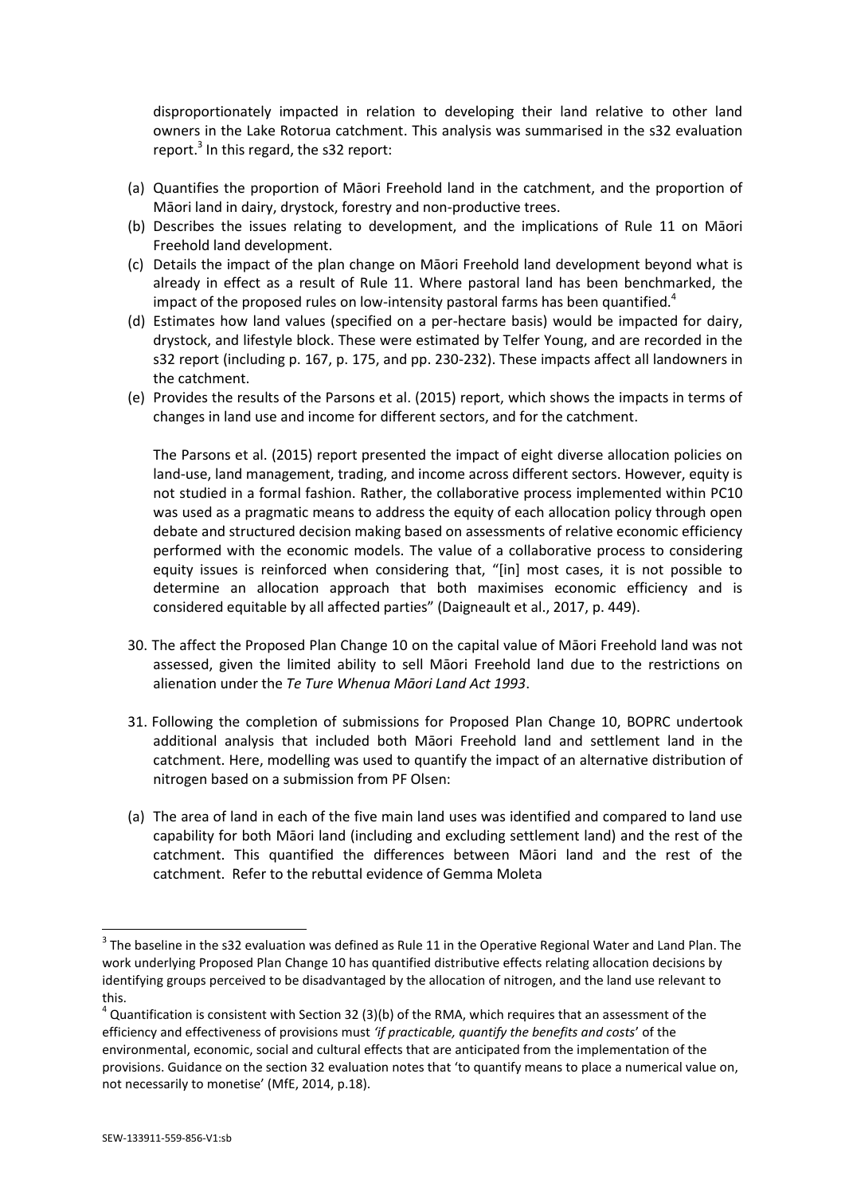disproportionately impacted in relation to developing their land relative to other land owners in the Lake Rotorua catchment. This analysis was summarised in the s32 evaluation report.[3] In this regard, the s32 report:

(a) Quantifies the proportion of Māori Freehold land in the catchment, and the proportion of Māori land in dairy, drystock, forestry and non-productive trees.

(b) Describes the issues relating to development, and the implications of Rule 11 on Māori Freehold land development.

(c) Details the impact of the plan change on Māori Freehold land development beyond what is already in effect as a result of Rule 11. Where pastoral land has been benchmarked, the impact of the proposed rules on low-intensity pastoral farms has been quantified.[4]

(d) Estimates how land values (specified on a per-hectare basis) would be impacted for dairy, drystock, and lifestyle block. These were estimated by Telfer Young, and are recorded in the s32 report (including p. 167, p. 175, and pp. 230-232). These impacts affect all landowners in the catchment.

(e) Provides the results of the Parsons et al. (2015) report, which shows the impacts in terms of changes in land use and income for different sectors, and for the catchment.

The Parsons et al. (2015) report presented the impact of eight diverse allocation policies on land-use, land management, trading, and income across different sectors. However, equity is not studied in a formal fashion. Rather, the collaborative process implemented within PC10 was used as a pragmatic means to address the equity of each allocation policy through open debate and structured decision making based on assessments of relative economic efficiency performed with the economic models. The value of a collaborative process to considering equity issues is reinforced when considering that, "[in] most cases, it is not possible to determine an allocation approach that both maximises economic efficiency and is considered equitable by all affected parties" (Daigneault et al., 2017, p. 449).

30. The affect the Proposed Plan Change 10 on the capital value of Māori Freehold land was not assessed, given the limited ability to sell Māori Freehold land due to the restrictions on alienation under the *Te Ture Whenua Māori Land Act 1993*.

31. Following the completion of submissions for Proposed Plan Change 10, BOPRC undertook additional analysis that included both Māori Freehold land and settlement land in the catchment. Here, modelling was used to quantify the impact of an alternative distribution of nitrogen based on a submission from PF Olsen:

(a) The area of land in each of the five main land uses was identified and compared to land use capability for both Māori land (including and excluding settlement land) and the rest of the catchment. This quantified the differences between Māori land and the rest of the catchment. Refer to the rebuttal evidence of Gemma Moleta

---

[3] The baseline in the s32 evaluation was defined as Rule 11 in the Operative Regional Water and Land Plan. The work underlying Proposed Plan Change 10 has quantified distributive effects relating allocation decisions by identifying groups perceived to be disadvantaged by the allocation of nitrogen, and the land use relevant to this.

[4] Quantification is consistent with Section 32 (3)(b) of the RMA, which requires that an assessment of the efficiency and effectiveness of provisions must *'if practicable, quantify the benefits and costs'* of the environmental, economic, social and cultural effects that are anticipated from the implementation of the provisions. Guidance on the section 32 evaluation notes that 'to quantify means to place a numerical value on, not necessarily to monetise' (MfE, 2014, p.18).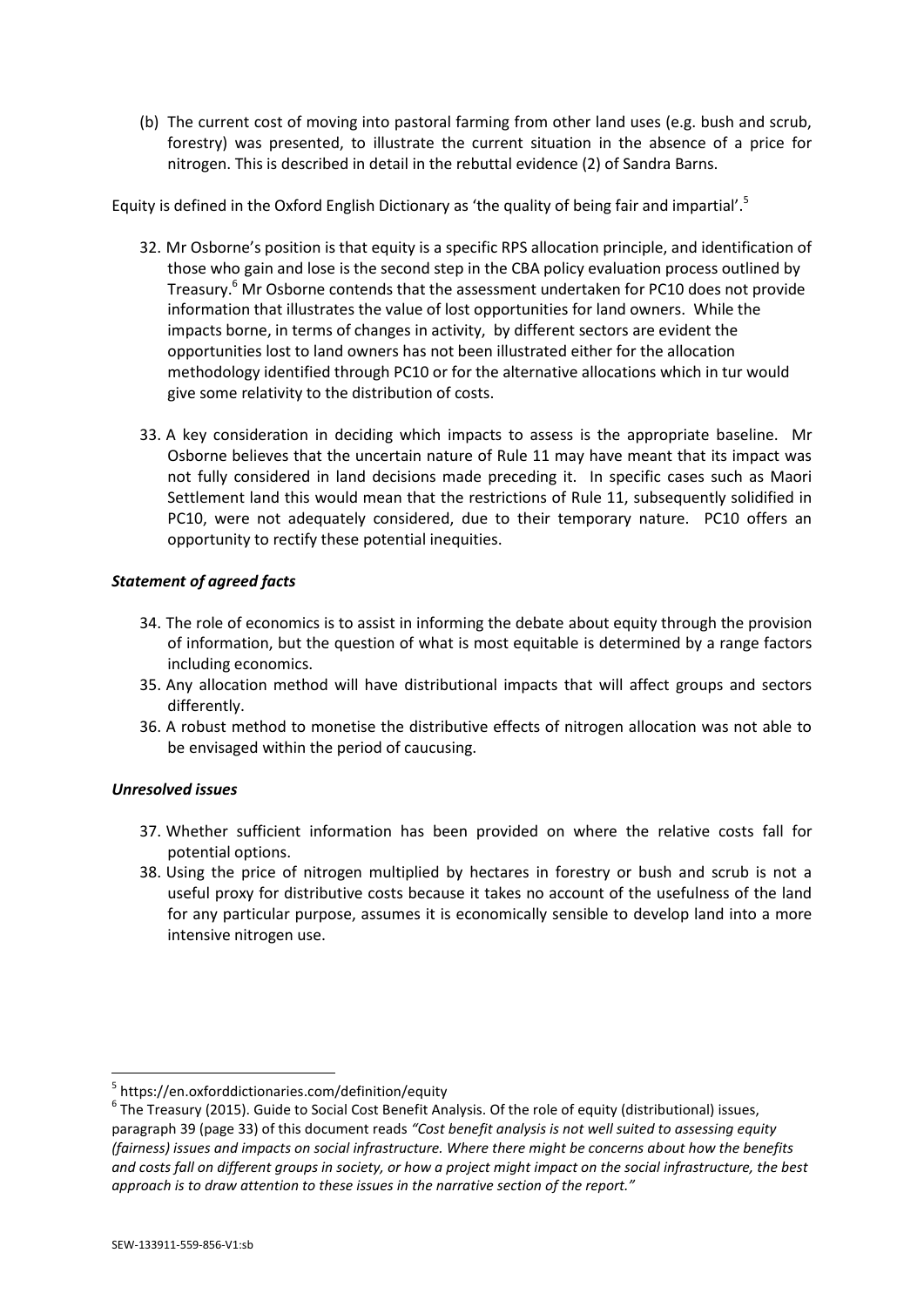(b) The current cost of moving into pastoral farming from other land uses (e.g. bush and scrub, forestry) was presented, to illustrate the current situation in the absence of a price for nitrogen. This is described in detail in the rebuttal evidence (2) of Sandra Barns.

Equity is defined in the Oxford English Dictionary as 'the quality of being fair and impartial'.[5]

32. Mr Osborne's position is that equity is a specific RPS allocation principle, and identification of those who gain and lose is the second step in the CBA policy evaluation process outlined by Treasury.[6] Mr Osborne contends that the assessment undertaken for PC10 does not provide information that illustrates the value of lost opportunities for land owners. While the impacts borne, in terms of changes in activity, by different sectors are evident the opportunities lost to land owners has not been illustrated either for the allocation methodology identified through PC10 or for the alternative allocations which in tur would give some relativity to the distribution of costs.

33. A key consideration in deciding which impacts to assess is the appropriate baseline. Mr Osborne believes that the uncertain nature of Rule 11 may have meant that its impact was not fully considered in land decisions made preceding it. In specific cases such as Maori Settlement land this would mean that the restrictions of Rule 11, subsequently solidified in PC10, were not adequately considered, due to their temporary nature. PC10 offers an opportunity to rectify these potential inequities.

***Statement of agreed facts***

34. The role of economics is to assist in informing the debate about equity through the provision of information, but the question of what is most equitable is determined by a range factors including economics.

35. Any allocation method will have distributional impacts that will affect groups and sectors differently.

36. A robust method to monetise the distributive effects of nitrogen allocation was not able to be envisaged within the period of caucusing.

***Unresolved issues***

37. Whether sufficient information has been provided on where the relative costs fall for potential options.

38. Using the price of nitrogen multiplied by hectares in forestry or bush and scrub is not a useful proxy for distributive costs because it takes no account of the usefulness of the land for any particular purpose, assumes it is economically sensible to develop land into a more intensive nitrogen use.

---

[5] https://en.oxforddictionaries.com/definition/equity

[6] The Treasury (2015). Guide to Social Cost Benefit Analysis. Of the role of equity (distributional) issues, paragraph 39 (page 33) of this document reads *"Cost benefit analysis is not well suited to assessing equity (fairness) issues and impacts on social infrastructure. Where there might be concerns about how the benefits and costs fall on different groups in society, or how a project might impact on the social infrastructure, the best approach is to draw attention to these issues in the narrative section of the report."*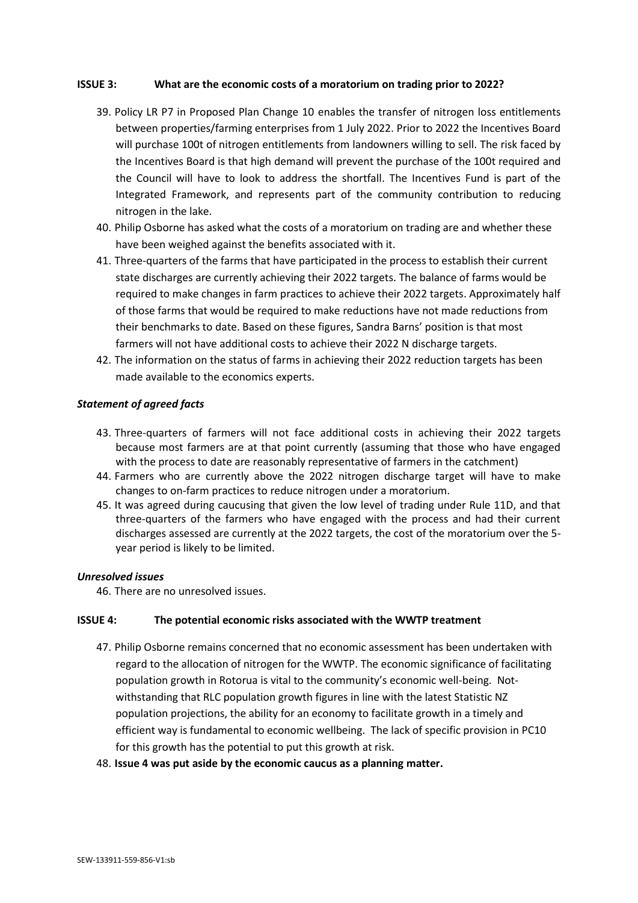**ISSUE 3: What are the economic costs of a moratorium on trading prior to 2022?**

39. Policy LR P7 in Proposed Plan Change 10 enables the transfer of nitrogen loss entitlements between properties/farming enterprises from 1 July 2022. Prior to 2022 the Incentives Board will purchase 100t of nitrogen entitlements from landowners willing to sell. The risk faced by the Incentives Board is that high demand will prevent the purchase of the 100t required and the Council will have to look to address the shortfall. The Incentives Fund is part of the Integrated Framework, and represents part of the community contribution to reducing nitrogen in the lake.
40. Philip Osborne has asked what the costs of a moratorium on trading are and whether these have been weighed against the benefits associated with it.
41. Three-quarters of the farms that have participated in the process to establish their current state discharges are currently achieving their 2022 targets. The balance of farms would be required to make changes in farm practices to achieve their 2022 targets. Approximately half of those farms that would be required to make reductions have not made reductions from their benchmarks to date. Based on these figures, Sandra Barns' position is that most farmers will not have additional costs to achieve their 2022 N discharge targets.
42. The information on the status of farms in achieving their 2022 reduction targets has been made available to the economics experts.

***Statement of agreed facts***

43. Three-quarters of farmers will not face additional costs in achieving their 2022 targets because most farmers are at that point currently (assuming that those who have engaged with the process to date are reasonably representative of farmers in the catchment)
44. Farmers who are currently above the 2022 nitrogen discharge target will have to make changes to on-farm practices to reduce nitrogen under a moratorium.
45. It was agreed during caucusing that given the low level of trading under Rule 11D, and that three-quarters of the farmers who have engaged with the process and had their current discharges assessed are currently at the 2022 targets, the cost of the moratorium over the 5-year period is likely to be limited.

***Unresolved issues***

46. There are no unresolved issues.

**ISSUE 4: The potential economic risks associated with the WWTP treatment**

47. Philip Osborne remains concerned that no economic assessment has been undertaken with regard to the allocation of nitrogen for the WWTP. The economic significance of facilitating population growth in Rotorua is vital to the community's economic well-being. Not-withstanding that RLC population growth figures in line with the latest Statistic NZ population projections, the ability for an economy to facilitate growth in a timely and efficient way is fundamental to economic wellbeing. The lack of specific provision in PC10 for this growth has the potential to put this growth at risk.
48. **Issue 4 was put aside by the economic caucus as a planning matter.**